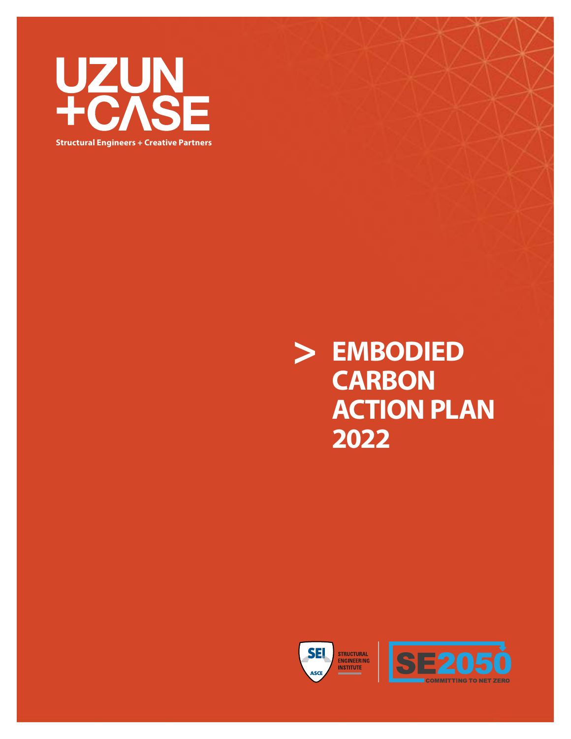UZUN +CASE

Structural Engineers + Creative Partners

# > EMBODIED CARBON ACTION PLAN 2022

SEI STRUCTURAL ENGINEERING INSTITUTE ASCE

SE2050 COMMITTING TO NET ZERO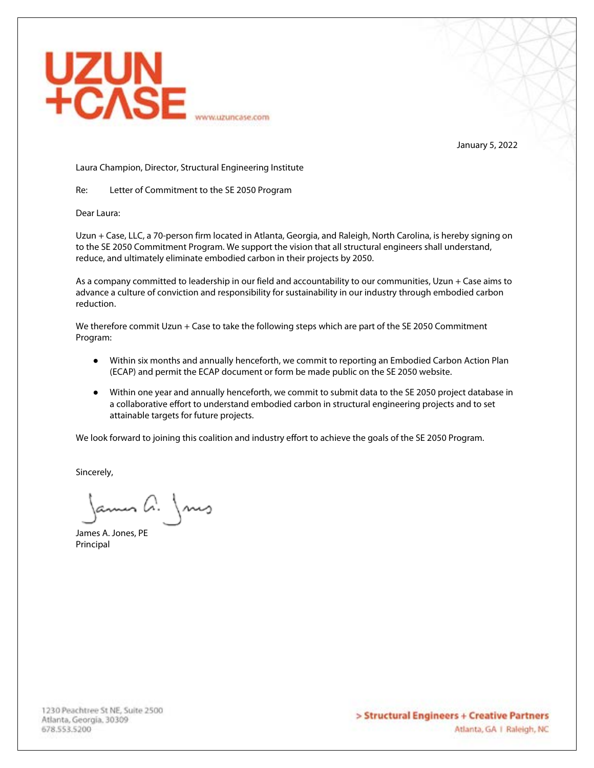UZUN +CASE
www.uzuncase.com

January 5, 2022

Laura Champion, Director, Structural Engineering Institute

Re: Letter of Commitment to the SE 2050 Program

Dear Laura:

Uzun + Case, LLC, a 70-person firm located in Atlanta, Georgia, and Raleigh, North Carolina, is hereby signing on to the SE 2050 Commitment Program. We support the vision that all structural engineers shall understand, reduce, and ultimately eliminate embodied carbon in their projects by 2050.

As a company committed to leadership in our field and accountability to our communities, Uzun + Case aims to advance a culture of conviction and responsibility for sustainability in our industry through embodied carbon reduction.

We therefore commit Uzun + Case to take the following steps which are part of the SE 2050 Commitment Program:

- Within six months and annually henceforth, we commit to reporting an Embodied Carbon Action Plan (ECAP) and permit the ECAP document or form be made public on the SE 2050 website.
- Within one year and annually henceforth, we commit to submit data to the SE 2050 project database in a collaborative effort to understand embodied carbon in structural engineering projects and to set attainable targets for future projects.

We look forward to joining this coalition and industry effort to achieve the goals of the SE 2050 Program.

Sincerely,

James A. Jones, PE
Principal

1230 Peachtree St NE, Suite 2500
Atlanta, Georgia, 30309
678.553.5200

> Structural Engineers + Creative Partners
Atlanta, GA | Raleigh, NC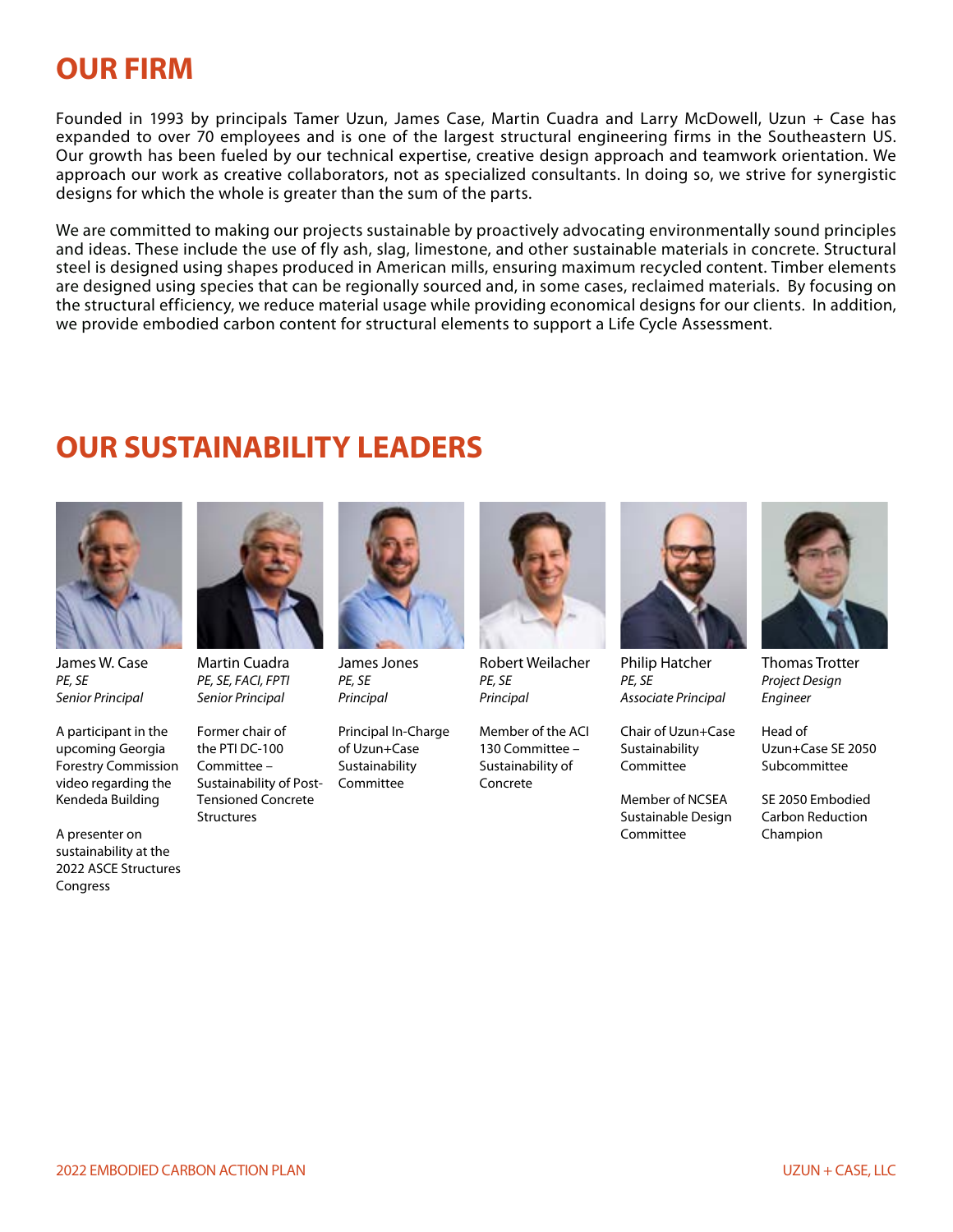# OUR FIRM

Founded in 1993 by principals Tamer Uzun, James Case, Martin Cuadra and Larry McDowell, Uzun + Case has expanded to over 70 employees and is one of the largest structural engineering firms in the Southeastern US. Our growth has been fueled by our technical expertise, creative design approach and teamwork orientation. We approach our work as creative collaborators, not as specialized consultants. In doing so, we strive for synergistic designs for which the whole is greater than the sum of the parts.

We are committed to making our projects sustainable by proactively advocating environmentally sound principles and ideas. These include the use of fly ash, slag, limestone, and other sustainable materials in concrete. Structural steel is designed using shapes produced in American mills, ensuring maximum recycled content. Timber elements are designed using species that can be regionally sourced and, in some cases, reclaimed materials. By focusing on the structural efficiency, we reduce material usage while providing economical designs for our clients. In addition, we provide embodied carbon content for structural elements to support a Life Cycle Assessment.

# OUR SUSTAINABILITY LEADERS

**James W. Case**
*PE, SE*
*Senior Principal*

A participant in the upcoming Georgia Forestry Commission video regarding the Kendeda Building

A presenter on sustainability at the 2022 ASCE Structures Congress

**Martin Cuadra**
*PE, SE, FACI, FPTI*
*Senior Principal*

Former chair of the PTI DC-100 Committee – Sustainability of Post-Tensioned Concrete Structures

**James Jones**
*PE, SE*
*Principal*

Principal In-Charge of Uzun+Case Sustainability Committee

**Robert Weilacher**
*PE, SE*
*Principal*

Member of the ACI 130 Committee – Sustainability of Concrete

**Philip Hatcher**
*PE, SE*
*Associate Principal*

Chair of Uzun+Case Sustainability Committee

Member of NCSEA Sustainable Design Committee

**Thomas Trotter**
*Project Design Engineer*

Head of Uzun+Case SE 2050 Subcommittee

SE 2050 Embodied Carbon Reduction Champion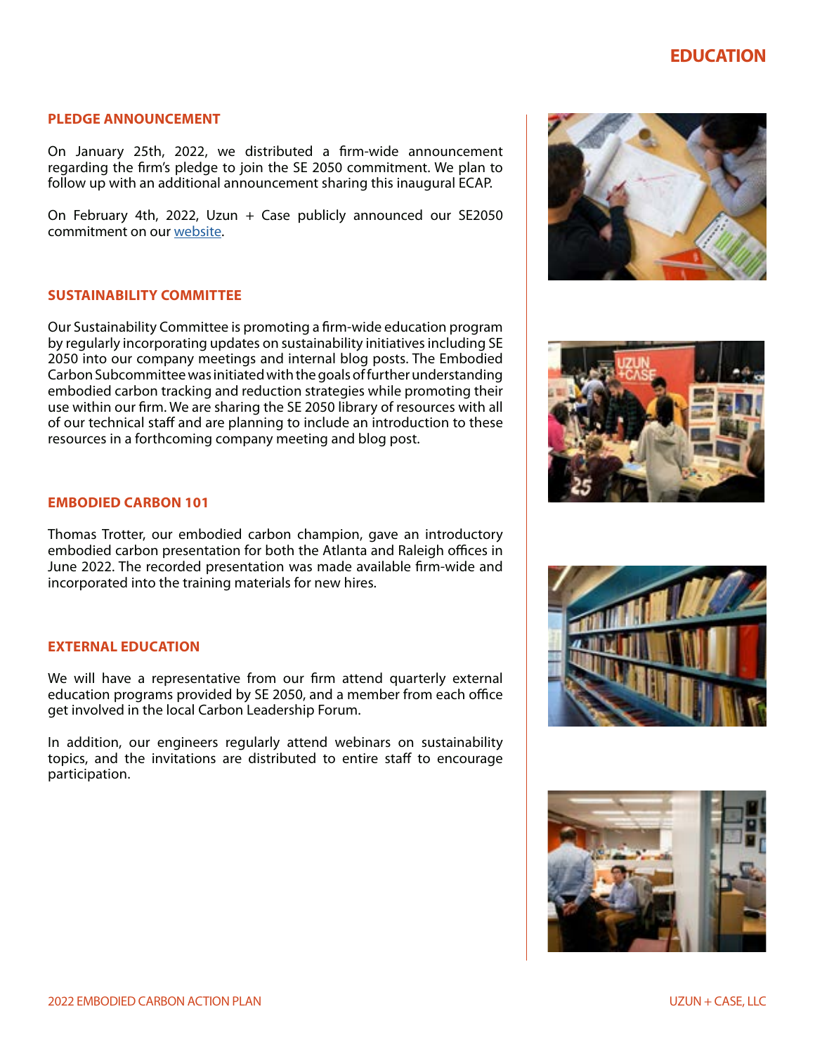# EDUCATION

## PLEDGE ANNOUNCEMENT

On January 25th, 2022, we distributed a firm-wide announcement regarding the firm's pledge to join the SE 2050 commitment. We plan to follow up with an additional announcement sharing this inaugural ECAP.

On February 4th, 2022, Uzun + Case publicly announced our SE2050 commitment on our website.

## SUSTAINABILITY COMMITTEE

Our Sustainability Committee is promoting a firm-wide education program by regularly incorporating updates on sustainability initiatives including SE 2050 into our company meetings and internal blog posts. The Embodied Carbon Subcommittee was initiated with the goals of further understanding embodied carbon tracking and reduction strategies while promoting their use within our firm. We are sharing the SE 2050 library of resources with all of our technical staff and are planning to include an introduction to these resources in a forthcoming company meeting and blog post.

## EMBODIED CARBON 101

Thomas Trotter, our embodied carbon champion, gave an introductory embodied carbon presentation for both the Atlanta and Raleigh offices in June 2022. The recorded presentation was made available firm-wide and incorporated into the training materials for new hires.

## EXTERNAL EDUCATION

We will have a representative from our firm attend quarterly external education programs provided by SE 2050, and a member from each office get involved in the local Carbon Leadership Forum.

In addition, our engineers regularly attend webinars on sustainability topics, and the invitations are distributed to entire staff to encourage participation.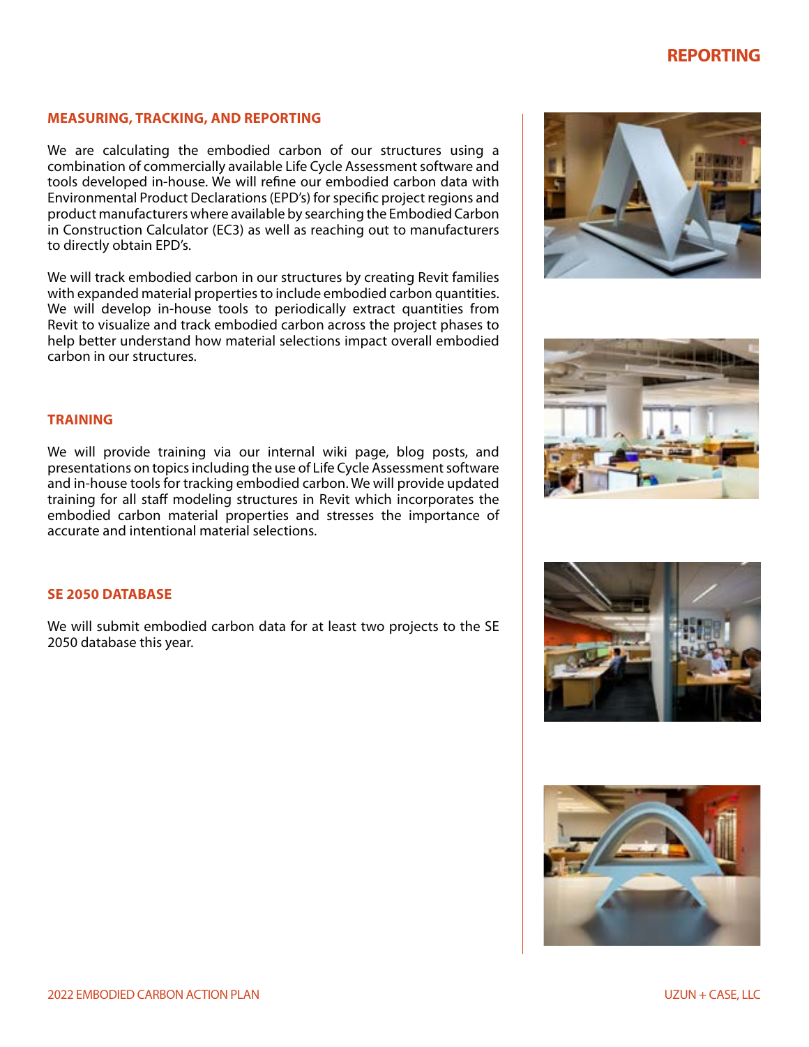# REPORTING

## MEASURING, TRACKING, AND REPORTING

We are calculating the embodied carbon of our structures using a combination of commercially available Life Cycle Assessment software and tools developed in-house. We will refine our embodied carbon data with Environmental Product Declarations (EPD's) for specific project regions and product manufacturers where available by searching the Embodied Carbon in Construction Calculator (EC3) as well as reaching out to manufacturers to directly obtain EPD's.

We will track embodied carbon in our structures by creating Revit families with expanded material properties to include embodied carbon quantities. We will develop in-house tools to periodically extract quantities from Revit to visualize and track embodied carbon across the project phases to help better understand how material selections impact overall embodied carbon in our structures.

## TRAINING

We will provide training via our internal wiki page, blog posts, and presentations on topics including the use of Life Cycle Assessment software and in-house tools for tracking embodied carbon. We will provide updated training for all staff modeling structures in Revit which incorporates the embodied carbon material properties and stresses the importance of accurate and intentional material selections.

## SE 2050 DATABASE

We will submit embodied carbon data for at least two projects to the SE 2050 database this year.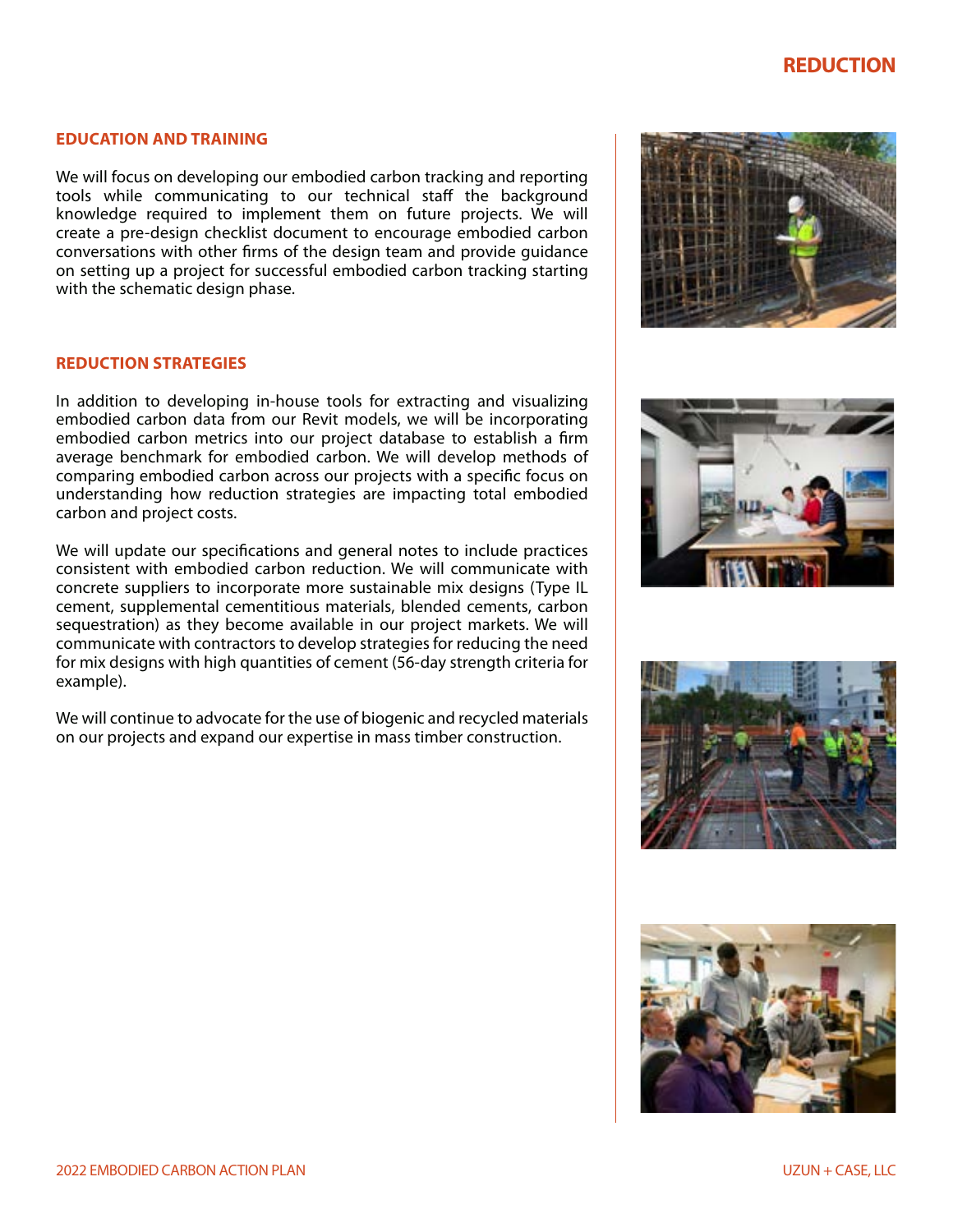# REDUCTION

## EDUCATION AND TRAINING

We will focus on developing our embodied carbon tracking and reporting tools while communicating to our technical staff the background knowledge required to implement them on future projects. We will create a pre-design checklist document to encourage embodied carbon conversations with other firms of the design team and provide guidance on setting up a project for successful embodied carbon tracking starting with the schematic design phase.

## REDUCTION STRATEGIES

In addition to developing in-house tools for extracting and visualizing embodied carbon data from our Revit models, we will be incorporating embodied carbon metrics into our project database to establish a firm average benchmark for embodied carbon. We will develop methods of comparing embodied carbon across our projects with a specific focus on understanding how reduction strategies are impacting total embodied carbon and project costs.

We will update our specifications and general notes to include practices consistent with embodied carbon reduction. We will communicate with concrete suppliers to incorporate more sustainable mix designs (Type IL cement, supplemental cementitious materials, blended cements, carbon sequestration) as they become available in our project markets. We will communicate with contractors to develop strategies for reducing the need for mix designs with high quantities of cement (56-day strength criteria for example).

We will continue to advocate for the use of biogenic and recycled materials on our projects and expand our expertise in mass timber construction.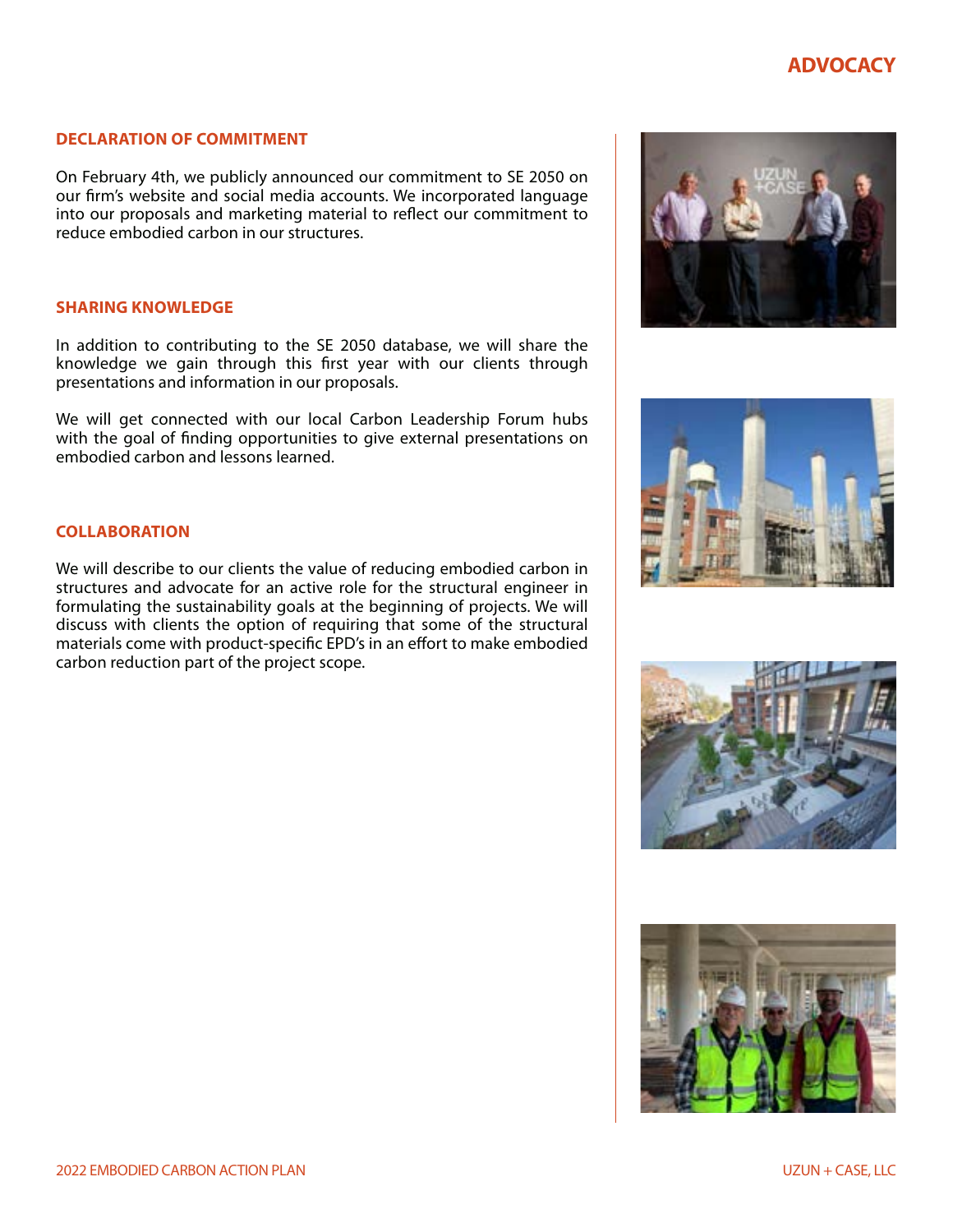# ADVOCACY

## DECLARATION OF COMMITMENT

On February 4th, we publicly announced our commitment to SE 2050 on our firm's website and social media accounts. We incorporated language into our proposals and marketing material to reflect our commitment to reduce embodied carbon in our structures.

## SHARING KNOWLEDGE

In addition to contributing to the SE 2050 database, we will share the knowledge we gain through this first year with our clients through presentations and information in our proposals.

We will get connected with our local Carbon Leadership Forum hubs with the goal of finding opportunities to give external presentations on embodied carbon and lessons learned.

## COLLABORATION

We will describe to our clients the value of reducing embodied carbon in structures and advocate for an active role for the structural engineer in formulating the sustainability goals at the beginning of projects. We will discuss with clients the option of requiring that some of the structural materials come with product-specific EPD's in an effort to make embodied carbon reduction part of the project scope.